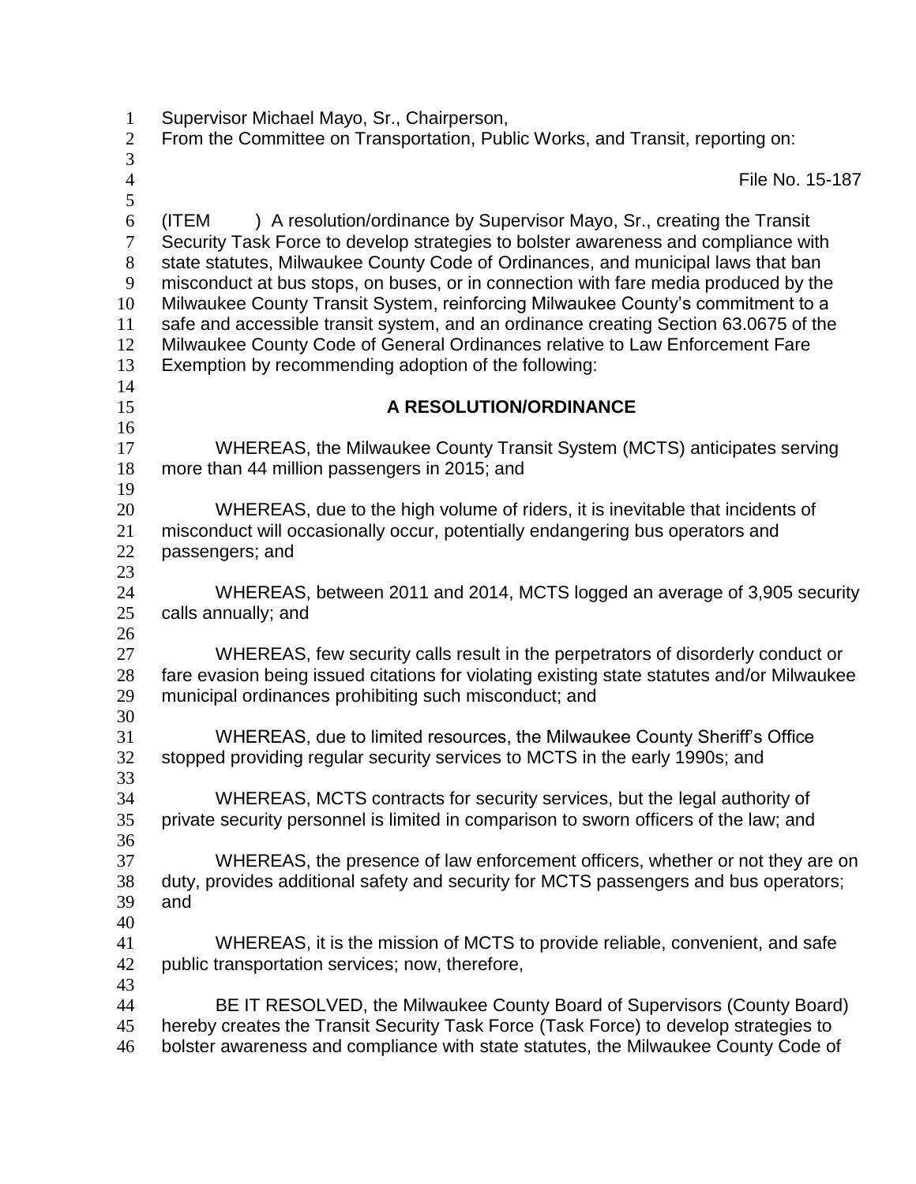Supervisor Michael Mayo, Sr., Chairperson,
From the Committee on Transportation, Public Works, and Transit, reporting on:

File No. 15-187

(ITEM ) A resolution/ordinance by Supervisor Mayo, Sr., creating the Transit Security Task Force to develop strategies to bolster awareness and compliance with state statutes, Milwaukee County Code of Ordinances, and municipal laws that ban misconduct at bus stops, on buses, or in connection with fare media produced by the Milwaukee County Transit System, reinforcing Milwaukee County's commitment to a safe and accessible transit system, and an ordinance creating Section 63.0675 of the Milwaukee County Code of General Ordinances relative to Law Enforcement Fare Exemption by recommending adoption of the following:

**A RESOLUTION/ORDINANCE**

WHEREAS, the Milwaukee County Transit System (MCTS) anticipates serving more than 44 million passengers in 2015; and

WHEREAS, due to the high volume of riders, it is inevitable that incidents of misconduct will occasionally occur, potentially endangering bus operators and passengers; and

WHEREAS, between 2011 and 2014, MCTS logged an average of 3,905 security calls annually; and

WHEREAS, few security calls result in the perpetrators of disorderly conduct or fare evasion being issued citations for violating existing state statutes and/or Milwaukee municipal ordinances prohibiting such misconduct; and

WHEREAS, due to limited resources, the Milwaukee County Sheriff's Office stopped providing regular security services to MCTS in the early 1990s; and

WHEREAS, MCTS contracts for security services, but the legal authority of private security personnel is limited in comparison to sworn officers of the law; and

WHEREAS, the presence of law enforcement officers, whether or not they are on duty, provides additional safety and security for MCTS passengers and bus operators; and

WHEREAS, it is the mission of MCTS to provide reliable, convenient, and safe public transportation services; now, therefore,

BE IT RESOLVED, the Milwaukee County Board of Supervisors (County Board) hereby creates the Transit Security Task Force (Task Force) to develop strategies to bolster awareness and compliance with state statutes, the Milwaukee County Code of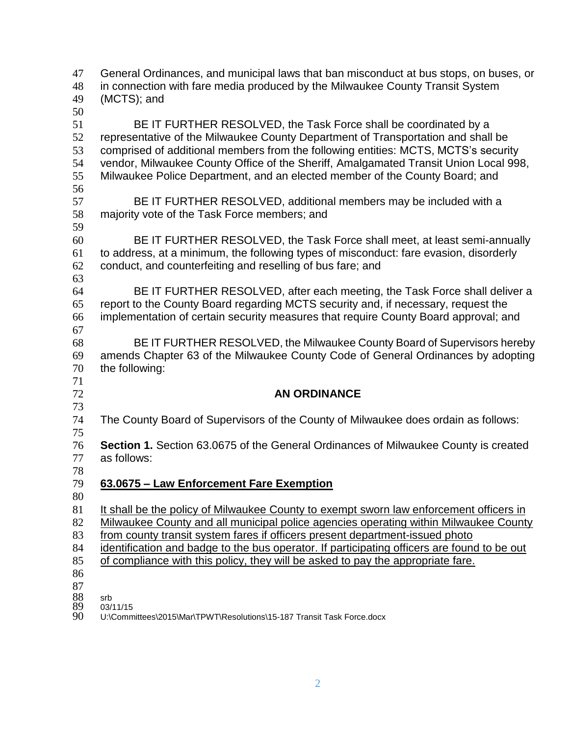General Ordinances, and municipal laws that ban misconduct at bus stops, on buses, or in connection with fare media produced by the Milwaukee County Transit System (MCTS); and

BE IT FURTHER RESOLVED, the Task Force shall be coordinated by a representative of the Milwaukee County Department of Transportation and shall be comprised of additional members from the following entities: MCTS, MCTS's security vendor, Milwaukee County Office of the Sheriff, Amalgamated Transit Union Local 998, Milwaukee Police Department, and an elected member of the County Board; and

BE IT FURTHER RESOLVED, additional members may be included with a majority vote of the Task Force members; and

BE IT FURTHER RESOLVED, the Task Force shall meet, at least semi-annually to address, at a minimum, the following types of misconduct: fare evasion, disorderly conduct, and counterfeiting and reselling of bus fare; and

BE IT FURTHER RESOLVED, after each meeting, the Task Force shall deliver a report to the County Board regarding MCTS security and, if necessary, request the implementation of certain security measures that require County Board approval; and

BE IT FURTHER RESOLVED, the Milwaukee County Board of Supervisors hereby amends Chapter 63 of the Milwaukee County Code of General Ordinances by adopting the following:

## AN ORDINANCE

The County Board of Supervisors of the County of Milwaukee does ordain as follows:

**Section 1.** Section 63.0675 of the General Ordinances of Milwaukee County is created as follows:

**63.0675 – Law Enforcement Fare Exemption**

It shall be the policy of Milwaukee County to exempt sworn law enforcement officers in Milwaukee County and all municipal police agencies operating within Milwaukee County from county transit system fares if officers present department-issued photo identification and badge to the bus operator. If participating officers are found to be out of compliance with this policy, they will be asked to pay the appropriate fare.

srb
03/11/15
U:\Committees\2015\Mar\TPWT\Resolutions\15-187 Transit Task Force.docx